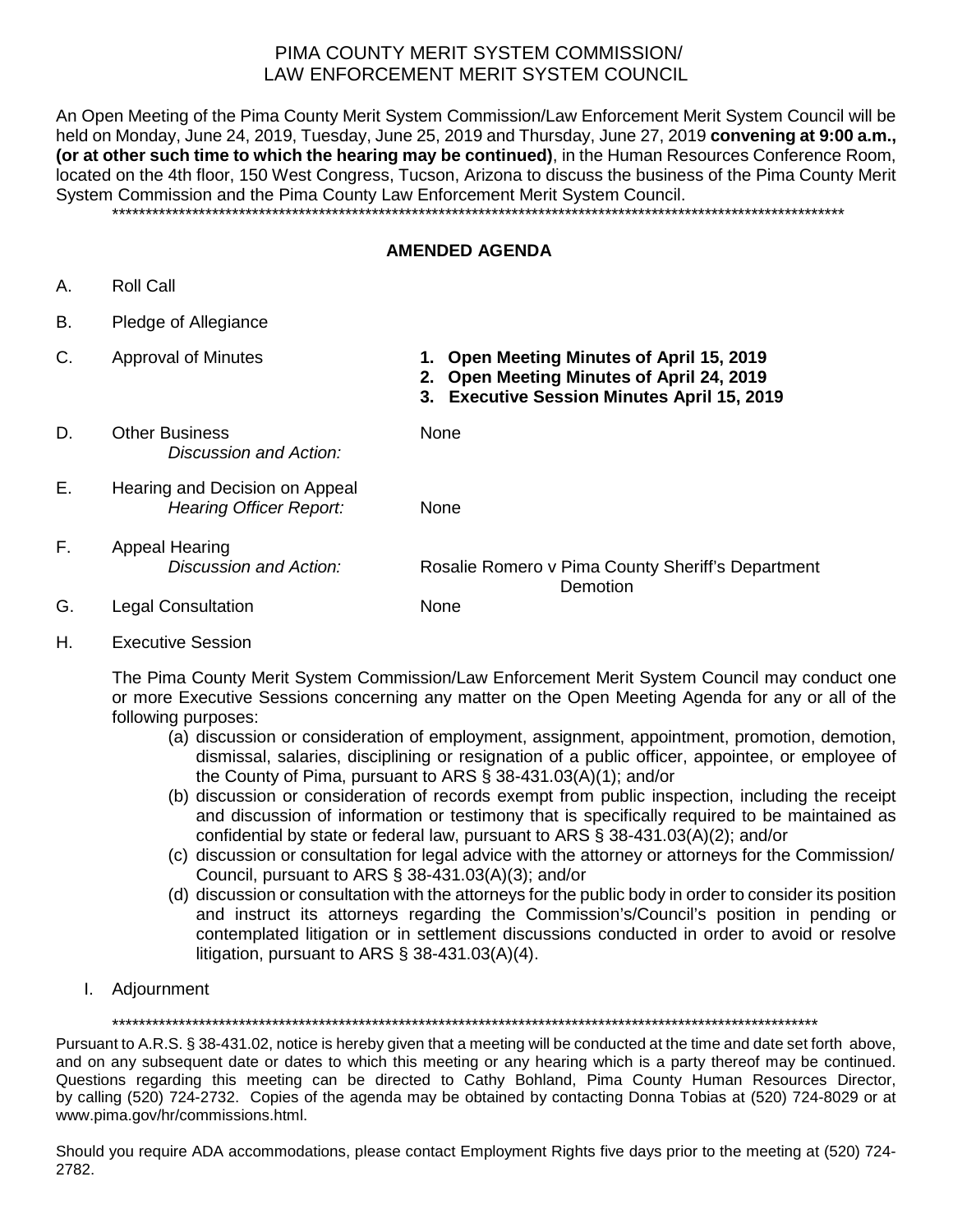# PIMA COUNTY MERIT SYSTEM COMMISSION/
# LAW ENFORCEMENT MERIT SYSTEM COUNCIL

An Open Meeting of the Pima County Merit System Commission/Law Enforcement Merit System Council will be held on Monday, June 24, 2019, Tuesday, June 25, 2019 and Thursday, June 27, 2019 **convening at 9:00 a.m., (or at other such time to which the hearing may be continued)**, in the Human Resources Conference Room, located on the 4th floor, 150 West Congress, Tucson, Arizona to discuss the business of the Pima County Merit System Commission and the Pima County Law Enforcement Merit System Council.

***********************************************************************************************************

## AMENDED AGENDA

A. Roll Call

B. Pledge of Allegiance

C. Approval of Minutes
   1. **Open Meeting Minutes of April 15, 2019**
   2. **Open Meeting Minutes of April 24, 2019**
   3. **Executive Session Minutes April 15, 2019**

D. Other Business
   *Discussion and Action:* None

E. Hearing and Decision on Appeal
   *Hearing Officer Report:* None

F. Appeal Hearing
   *Discussion and Action:* Rosalie Romero v Pima County Sheriff's Department Demotion

G. Legal Consultation None

H. Executive Session

The Pima County Merit System Commission/Law Enforcement Merit System Council may conduct one or more Executive Sessions concerning any matter on the Open Meeting Agenda for any or all of the following purposes:

(a) discussion or consideration of employment, assignment, appointment, promotion, demotion, dismissal, salaries, disciplining or resignation of a public officer, appointee, or employee of the County of Pima, pursuant to ARS § 38-431.03(A)(1); and/or

(b) discussion or consideration of records exempt from public inspection, including the receipt and discussion of information or testimony that is specifically required to be maintained as confidential by state or federal law, pursuant to ARS § 38-431.03(A)(2); and/or

(c) discussion or consultation for legal advice with the attorney or attorneys for the Commission/ Council, pursuant to ARS § 38-431.03(A)(3); and/or

(d) discussion or consultation with the attorneys for the public body in order to consider its position and instruct its attorneys regarding the Commission's/Council's position in pending or contemplated litigation or in settlement discussions conducted in order to avoid or resolve litigation, pursuant to ARS § 38-431.03(A)(4).

I. Adjournment

***********************************************************************************************************

Pursuant to A.R.S. § 38-431.02, notice is hereby given that a meeting will be conducted at the time and date set forth above, and on any subsequent date or dates to which this meeting or any hearing which is a party thereof may be continued. Questions regarding this meeting can be directed to Cathy Bohland, Pima County Human Resources Director, by calling (520) 724-2732. Copies of the agenda may be obtained by contacting Donna Tobias at (520) 724-8029 or at www.pima.gov/hr/commissions.html.

Should you require ADA accommodations, please contact Employment Rights five days prior to the meeting at (520) 724-2782.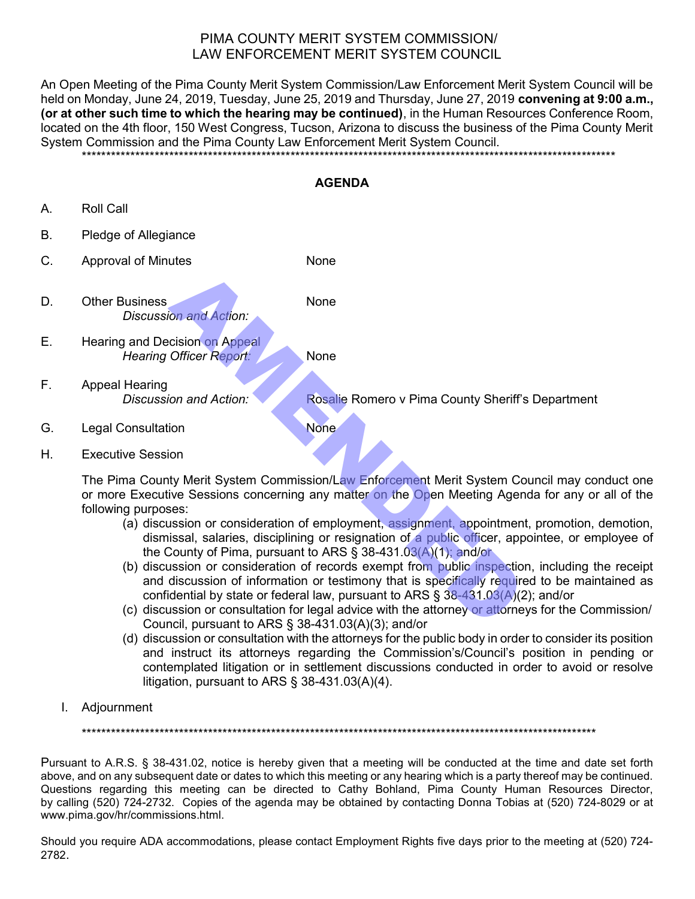# PIMA COUNTY MERIT SYSTEM COMMISSION/
# LAW ENFORCEMENT MERIT SYSTEM COUNCIL

An Open Meeting of the Pima County Merit System Commission/Law Enforcement Merit System Council will be held on Monday, June 24, 2019, Tuesday, June 25, 2019 and Thursday, June 27, 2019 **convening at 9:00 a.m., (or at other such time to which the hearing may be continued)**, in the Human Resources Conference Room, located on the 4th floor, 150 West Congress, Tucson, Arizona to discuss the business of the Pima County Merit System Commission and the Pima County Law Enforcement Merit System Council.

\*\*\*\*\*\*\*\*\*\*\*\*\*\*\*\*\*\*\*\*\*\*\*\*\*\*\*\*\*\*\*\*\*\*\*\*\*\*\*\*\*\*\*\*\*\*\*\*\*\*\*\*\*\*\*\*\*\*\*\*\*\*\*\*\*\*\*\*\*\*\*\*\*\*\*\*\*\*\*\*\*\*\*\*\*\*\*\*\*\*\*\*\*\*\*\*\*\*\*\*\*\*\*\*\*\*\*\*\*\*

AMENDED

## AGENDA

A. Roll Call

B. Pledge of Allegiance

C. Approval of Minutes — None

D. Other Business
*Discussion and Action:* — None

E. Hearing and Decision on Appeal
*Hearing Officer Report:* — None

F. Appeal Hearing
*Discussion and Action:* — Rosalie Romero v Pima County Sheriff's Department

G. Legal Consultation — None

H. Executive Session

The Pima County Merit System Commission/Law Enforcement Merit System Council may conduct one or more Executive Sessions concerning any matter on the Open Meeting Agenda for any or all of the following purposes:

(a) discussion or consideration of employment, assignment, appointment, promotion, demotion, dismissal, salaries, disciplining or resignation of a public officer, appointee, or employee of the County of Pima, pursuant to ARS § 38-431.03(A)(1); and/or

(b) discussion or consideration of records exempt from public inspection, including the receipt and discussion of information or testimony that is specifically required to be maintained as confidential by state or federal law, pursuant to ARS § 38-431.03(A)(2); and/or

(c) discussion or consultation for legal advice with the attorney or attorneys for the Commission/ Council, pursuant to ARS § 38-431.03(A)(3); and/or

(d) discussion or consultation with the attorneys for the public body in order to consider its position and instruct its attorneys regarding the Commission's/Council's position in pending or contemplated litigation or in settlement discussions conducted in order to avoid or resolve litigation, pursuant to ARS § 38-431.03(A)(4).

I. Adjournment

\*\*\*\*\*\*\*\*\*\*\*\*\*\*\*\*\*\*\*\*\*\*\*\*\*\*\*\*\*\*\*\*\*\*\*\*\*\*\*\*\*\*\*\*\*\*\*\*\*\*\*\*\*\*\*\*\*\*\*\*\*\*\*\*\*\*\*\*\*\*\*\*\*\*\*\*\*\*\*\*\*\*\*\*\*\*\*\*\*\*\*\*\*\*\*\*\*\*\*\*\*\*\*\*\*\*\*\*\*\*

Pursuant to A.R.S. § 38-431.02, notice is hereby given that a meeting will be conducted at the time and date set forth above, and on any subsequent date or dates to which this meeting or any hearing which is a party thereof may be continued. Questions regarding this meeting can be directed to Cathy Bohland, Pima County Human Resources Director, by calling (520) 724-2732. Copies of the agenda may be obtained by contacting Donna Tobias at (520) 724-8029 or at www.pima.gov/hr/commissions.html.

Should you require ADA accommodations, please contact Employment Rights five days prior to the meeting at (520) 724-2782.